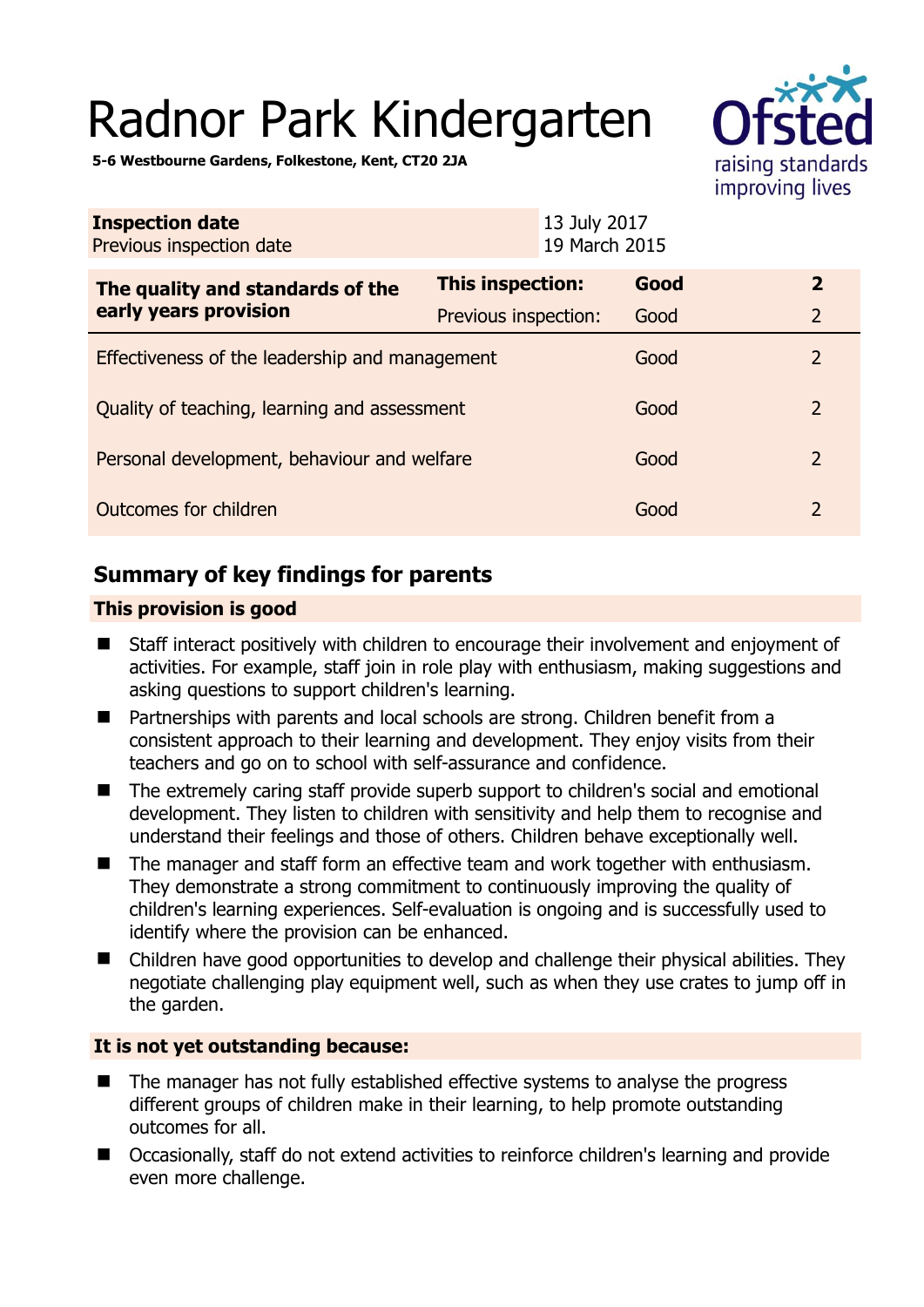# Radnor Park Kindergarten

**5-6 Westbourne Gardens, Folkestone, Kent, CT20 2JA**

| **Inspection date** | 13 July 2017 |
|---|---|
| Previous inspection date | 19 March 2015 |

| **The quality and standards of the early years provision** | **This inspection:** | **Good** | **2** |
|---|---|---|---|
| | Previous inspection: | Good | 2 |
| Effectiveness of the leadership and management | | Good | 2 |
| Quality of teaching, learning and assessment | | Good | 2 |
| Personal development, behaviour and welfare | | Good | 2 |
| Outcomes for children | | Good | 2 |

## Summary of key findings for parents

### This provision is good

- Staff interact positively with children to encourage their involvement and enjoyment of activities. For example, staff join in role play with enthusiasm, making suggestions and asking questions to support children's learning.
- Partnerships with parents and local schools are strong. Children benefit from a consistent approach to their learning and development. They enjoy visits from their teachers and go on to school with self-assurance and confidence.
- The extremely caring staff provide superb support to children's social and emotional development. They listen to children with sensitivity and help them to recognise and understand their feelings and those of others. Children behave exceptionally well.
- The manager and staff form an effective team and work together with enthusiasm. They demonstrate a strong commitment to continuously improving the quality of children's learning experiences. Self-evaluation is ongoing and is successfully used to identify where the provision can be enhanced.
- Children have good opportunities to develop and challenge their physical abilities. They negotiate challenging play equipment well, such as when they use crates to jump off in the garden.

### It is not yet outstanding because:

- The manager has not fully established effective systems to analyse the progress different groups of children make in their learning, to help promote outstanding outcomes for all.
- Occasionally, staff do not extend activities to reinforce children's learning and provide even more challenge.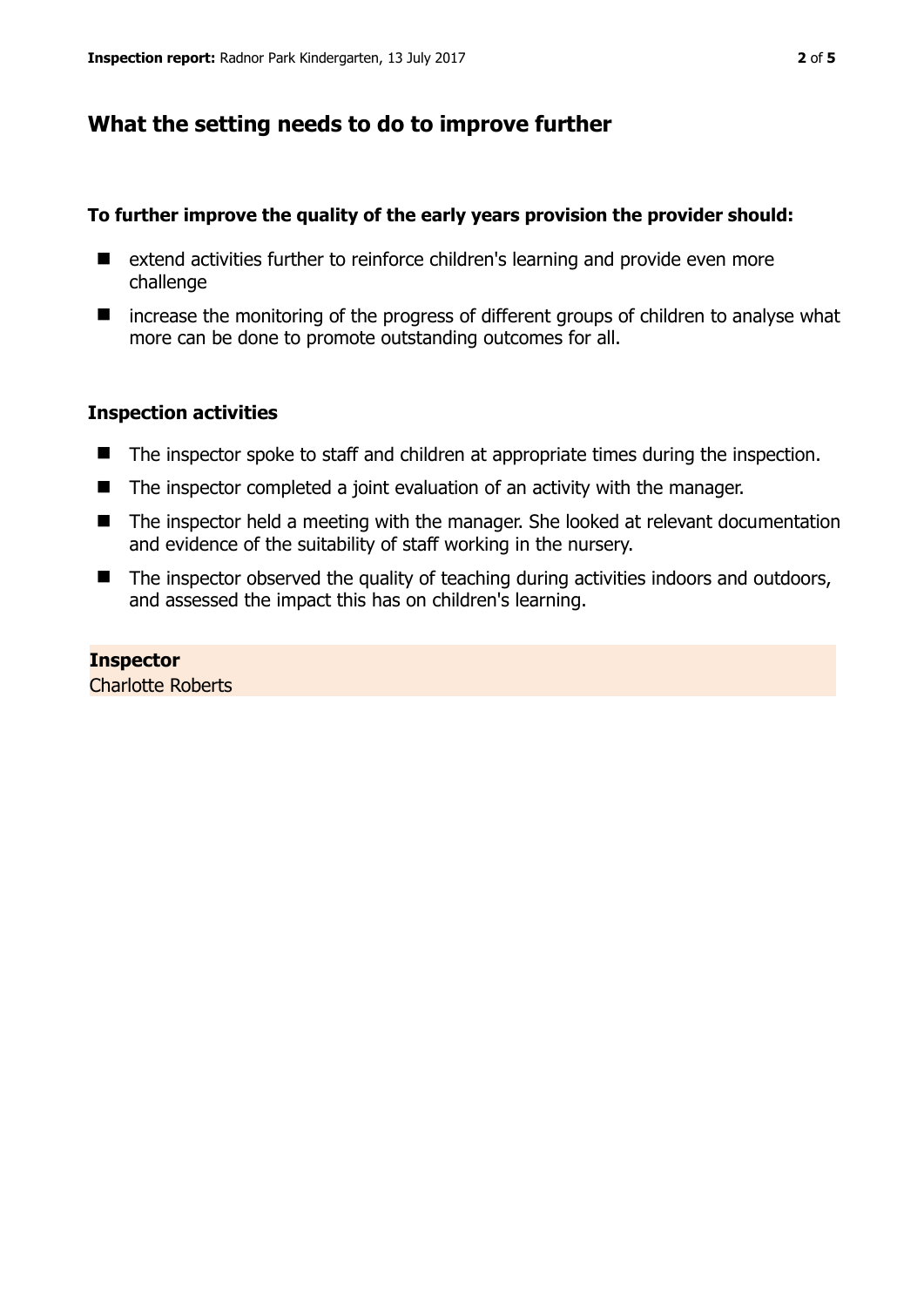## What the setting needs to do to improve further

**To further improve the quality of the early years provision the provider should:**

- extend activities further to reinforce children's learning and provide even more challenge
- increase the monitoring of the progress of different groups of children to analyse what more can be done to promote outstanding outcomes for all.

### Inspection activities

- The inspector spoke to staff and children at appropriate times during the inspection.
- The inspector completed a joint evaluation of an activity with the manager.
- The inspector held a meeting with the manager. She looked at relevant documentation and evidence of the suitability of staff working in the nursery.
- The inspector observed the quality of teaching during activities indoors and outdoors, and assessed the impact this has on children's learning.

**Inspector**
Charlotte Roberts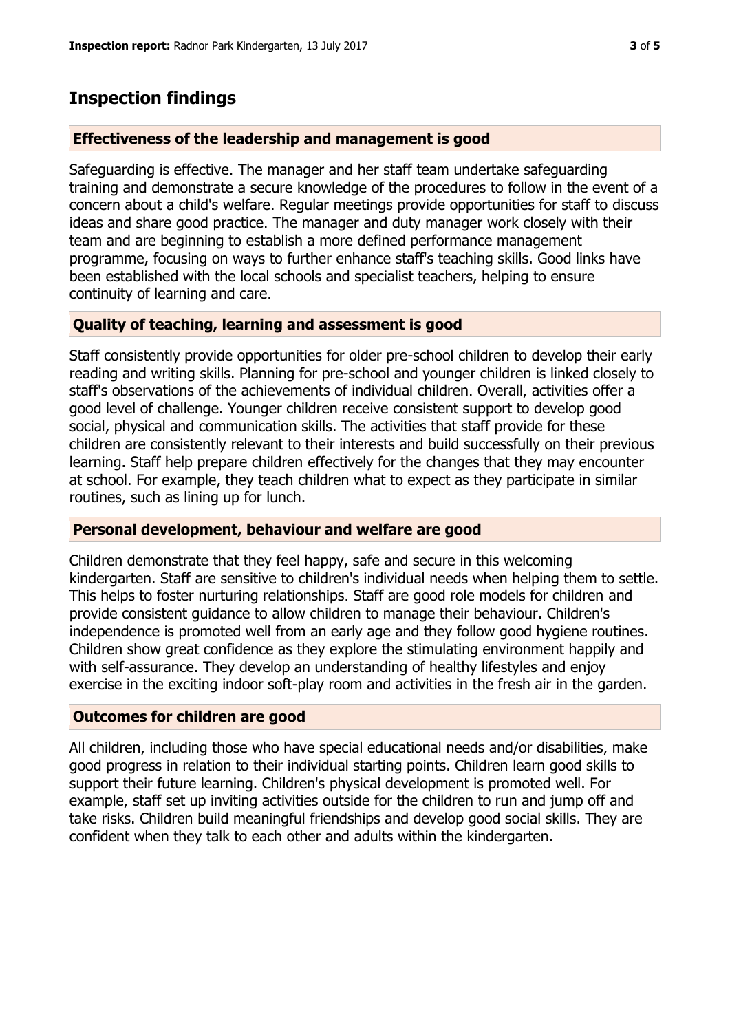## Inspection findings

### Effectiveness of the leadership and management is good

Safeguarding is effective. The manager and her staff team undertake safeguarding training and demonstrate a secure knowledge of the procedures to follow in the event of a concern about a child's welfare. Regular meetings provide opportunities for staff to discuss ideas and share good practice. The manager and duty manager work closely with their team and are beginning to establish a more defined performance management programme, focusing on ways to further enhance staff's teaching skills. Good links have been established with the local schools and specialist teachers, helping to ensure continuity of learning and care.

### Quality of teaching, learning and assessment is good

Staff consistently provide opportunities for older pre-school children to develop their early reading and writing skills. Planning for pre-school and younger children is linked closely to staff's observations of the achievements of individual children. Overall, activities offer a good level of challenge. Younger children receive consistent support to develop good social, physical and communication skills. The activities that staff provide for these children are consistently relevant to their interests and build successfully on their previous learning. Staff help prepare children effectively for the changes that they may encounter at school. For example, they teach children what to expect as they participate in similar routines, such as lining up for lunch.

### Personal development, behaviour and welfare are good

Children demonstrate that they feel happy, safe and secure in this welcoming kindergarten. Staff are sensitive to children's individual needs when helping them to settle. This helps to foster nurturing relationships. Staff are good role models for children and provide consistent guidance to allow children to manage their behaviour. Children's independence is promoted well from an early age and they follow good hygiene routines. Children show great confidence as they explore the stimulating environment happily and with self-assurance. They develop an understanding of healthy lifestyles and enjoy exercise in the exciting indoor soft-play room and activities in the fresh air in the garden.

### Outcomes for children are good

All children, including those who have special educational needs and/or disabilities, make good progress in relation to their individual starting points. Children learn good skills to support their future learning. Children's physical development is promoted well. For example, staff set up inviting activities outside for the children to run and jump off and take risks. Children build meaningful friendships and develop good social skills. They are confident when they talk to each other and adults within the kindergarten.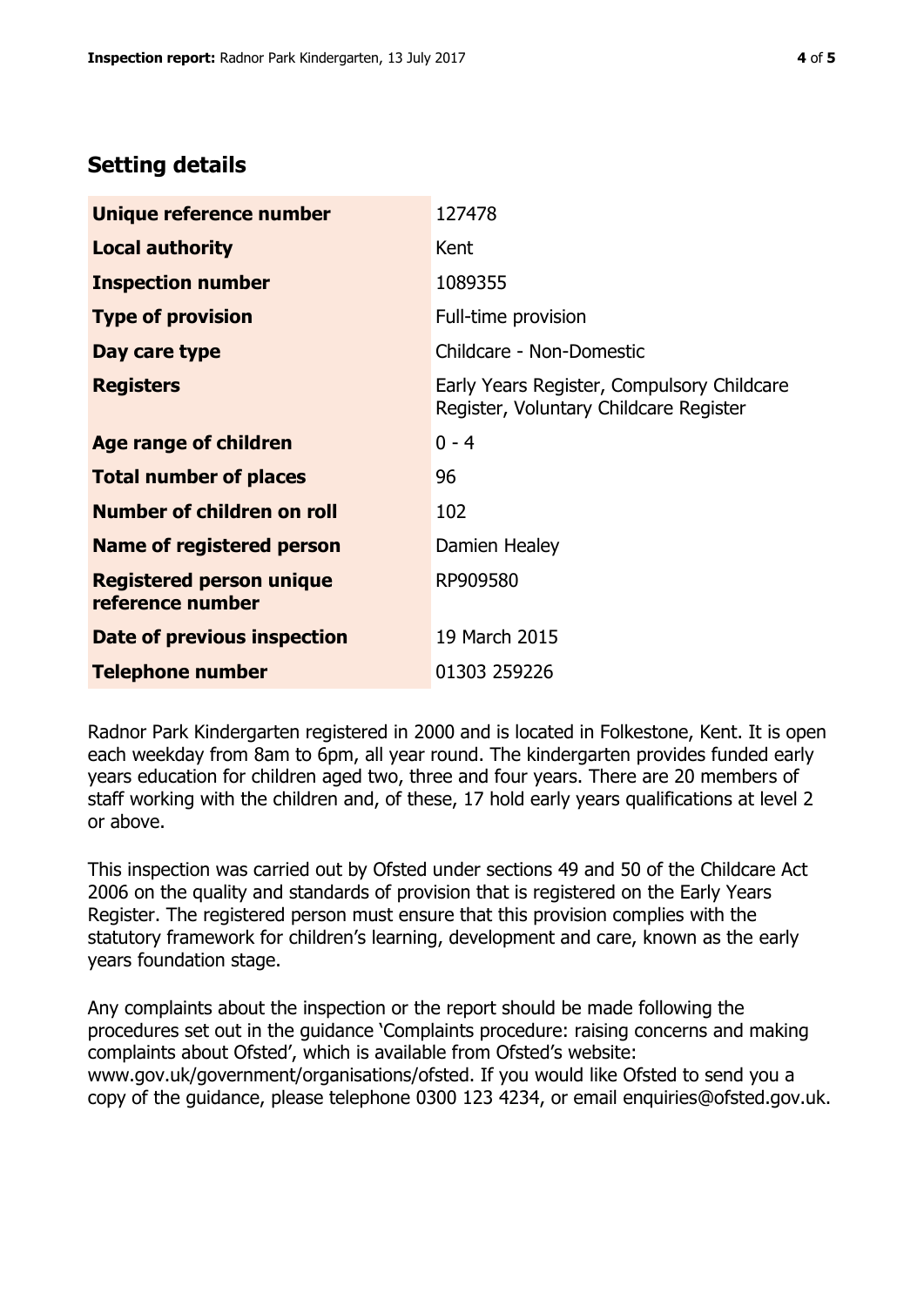## Setting details

| | |
|---|---|
| **Unique reference number** | 127478 |
| **Local authority** | Kent |
| **Inspection number** | 1089355 |
| **Type of provision** | Full-time provision |
| **Day care type** | Childcare - Non-Domestic |
| **Registers** | Early Years Register, Compulsory Childcare Register, Voluntary Childcare Register |
| **Age range of children** | 0 - 4 |
| **Total number of places** | 96 |
| **Number of children on roll** | 102 |
| **Name of registered person** | Damien Healey |
| **Registered person unique reference number** | RP909580 |
| **Date of previous inspection** | 19 March 2015 |
| **Telephone number** | 01303 259226 |

Radnor Park Kindergarten registered in 2000 and is located in Folkestone, Kent. It is open each weekday from 8am to 6pm, all year round. The kindergarten provides funded early years education for children aged two, three and four years. There are 20 members of staff working with the children and, of these, 17 hold early years qualifications at level 2 or above.

This inspection was carried out by Ofsted under sections 49 and 50 of the Childcare Act 2006 on the quality and standards of provision that is registered on the Early Years Register. The registered person must ensure that this provision complies with the statutory framework for children's learning, development and care, known as the early years foundation stage.

Any complaints about the inspection or the report should be made following the procedures set out in the guidance 'Complaints procedure: raising concerns and making complaints about Ofsted', which is available from Ofsted's website: www.gov.uk/government/organisations/ofsted. If you would like Ofsted to send you a copy of the guidance, please telephone 0300 123 4234, or email enquiries@ofsted.gov.uk.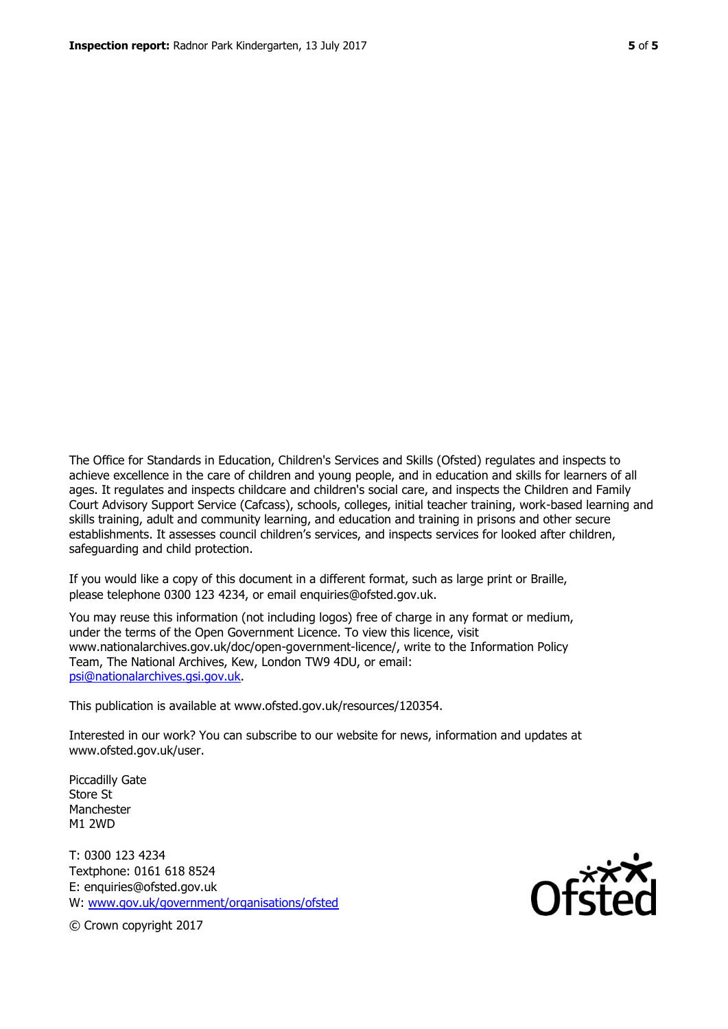The Office for Standards in Education, Children's Services and Skills (Ofsted) regulates and inspects to achieve excellence in the care of children and young people, and in education and skills for learners of all ages. It regulates and inspects childcare and children's social care, and inspects the Children and Family Court Advisory Support Service (Cafcass), schools, colleges, initial teacher training, work-based learning and skills training, adult and community learning, and education and training in prisons and other secure establishments. It assesses council children's services, and inspects services for looked after children, safeguarding and child protection.

If you would like a copy of this document in a different format, such as large print or Braille, please telephone 0300 123 4234, or email enquiries@ofsted.gov.uk.

You may reuse this information (not including logos) free of charge in any format or medium, under the terms of the Open Government Licence. To view this licence, visit www.nationalarchives.gov.uk/doc/open-government-licence/, write to the Information Policy Team, The National Archives, Kew, London TW9 4DU, or email: psi@nationalarchives.gsi.gov.uk.

This publication is available at www.ofsted.gov.uk/resources/120354.

Interested in our work? You can subscribe to our website for news, information and updates at www.ofsted.gov.uk/user.

Piccadilly Gate
Store St
Manchester
M1 2WD

T: 0300 123 4234
Textphone: 0161 618 8524
E: enquiries@ofsted.gov.uk
W: www.gov.uk/government/organisations/ofsted

© Crown copyright 2017